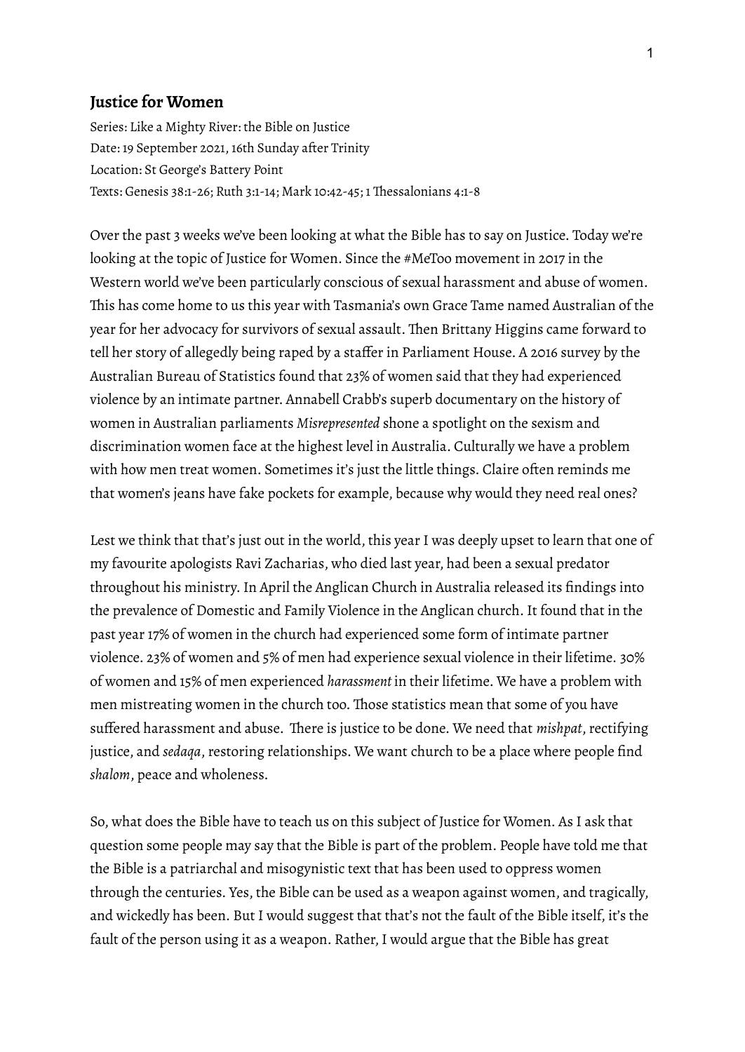## Justice for Women

Series: Like a Mighty River: the Bible on Justice
Date: 19 September 2021, 16th Sunday after Trinity
Location: St George's Battery Point
Texts: Genesis 38:1-26; Ruth 3:1-14; Mark 10:42-45; 1 Thessalonians 4:1-8

Over the past 3 weeks we've been looking at what the Bible has to say on Justice. Today we're looking at the topic of Justice for Women. Since the #MeToo movement in 2017 in the Western world we've been particularly conscious of sexual harassment and abuse of women. This has come home to us this year with Tasmania's own Grace Tame named Australian of the year for her advocacy for survivors of sexual assault. Then Brittany Higgins came forward to tell her story of allegedly being raped by a staffer in Parliament House. A 2016 survey by the Australian Bureau of Statistics found that 23% of women said that they had experienced violence by an intimate partner. Annabell Crabb's superb documentary on the history of women in Australian parliaments *Misrepresented* shone a spotlight on the sexism and discrimination women face at the highest level in Australia. Culturally we have a problem with how men treat women. Sometimes it's just the little things. Claire often reminds me that women's jeans have fake pockets for example, because why would they need real ones?

Lest we think that that's just out in the world, this year I was deeply upset to learn that one of my favourite apologists Ravi Zacharias, who died last year, had been a sexual predator throughout his ministry. In April the Anglican Church in Australia released its findings into the prevalence of Domestic and Family Violence in the Anglican church. It found that in the past year 17% of women in the church had experienced some form of intimate partner violence. 23% of women and 5% of men had experience sexual violence in their lifetime. 30% of women and 15% of men experienced *harassment* in their lifetime. We have a problem with men mistreating women in the church too. Those statistics mean that some of you have suffered harassment and abuse. There is justice to be done. We need that *mishpat*, rectifying justice, and *sedaqa*, restoring relationships. We want church to be a place where people find *shalom*, peace and wholeness.

So, what does the Bible have to teach us on this subject of Justice for Women. As I ask that question some people may say that the Bible is part of the problem. People have told me that the Bible is a patriarchal and misogynistic text that has been used to oppress women through the centuries. Yes, the Bible can be used as a weapon against women, and tragically, and wickedly has been. But I would suggest that that's not the fault of the Bible itself, it's the fault of the person using it as a weapon. Rather, I would argue that the Bible has great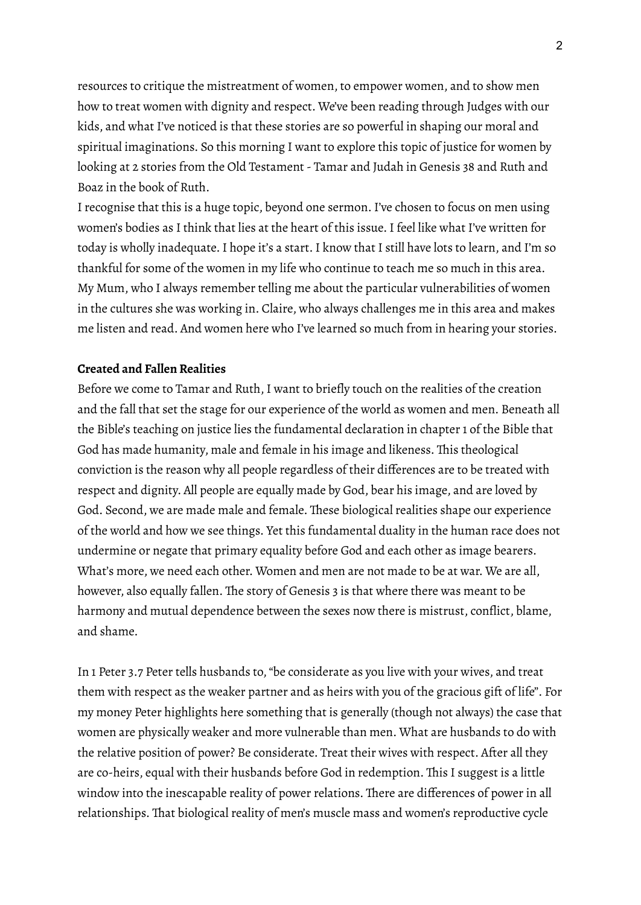resources to critique the mistreatment of women, to empower women, and to show men how to treat women with dignity and respect. We've been reading through Judges with our kids, and what I've noticed is that these stories are so powerful in shaping our moral and spiritual imaginations. So this morning I want to explore this topic of justice for women by looking at 2 stories from the Old Testament - Tamar and Judah in Genesis 38 and Ruth and Boaz in the book of Ruth.

I recognise that this is a huge topic, beyond one sermon. I've chosen to focus on men using women's bodies as I think that lies at the heart of this issue. I feel like what I've written for today is wholly inadequate. I hope it's a start. I know that I still have lots to learn, and I'm so thankful for some of the women in my life who continue to teach me so much in this area. My Mum, who I always remember telling me about the particular vulnerabilities of women in the cultures she was working in. Claire, who always challenges me in this area and makes me listen and read. And women here who I've learned so much from in hearing your stories.

**Created and Fallen Realities**

Before we come to Tamar and Ruth, I want to briefly touch on the realities of the creation and the fall that set the stage for our experience of the world as women and men. Beneath all the Bible's teaching on justice lies the fundamental declaration in chapter 1 of the Bible that God has made humanity, male and female in his image and likeness. This theological conviction is the reason why all people regardless of their differences are to be treated with respect and dignity. All people are equally made by God, bear his image, and are loved by God. Second, we are made male and female. These biological realities shape our experience of the world and how we see things. Yet this fundamental duality in the human race does not undermine or negate that primary equality before God and each other as image bearers. What's more, we need each other. Women and men are not made to be at war. We are all, however, also equally fallen. The story of Genesis 3 is that where there was meant to be harmony and mutual dependence between the sexes now there is mistrust, conflict, blame, and shame.

In 1 Peter 3.7 Peter tells husbands to, "be considerate as you live with your wives, and treat them with respect as the weaker partner and as heirs with you of the gracious gift of life". For my money Peter highlights here something that is generally (though not always) the case that women are physically weaker and more vulnerable than men. What are husbands to do with the relative position of power? Be considerate. Treat their wives with respect. After all they are co-heirs, equal with their husbands before God in redemption. This I suggest is a little window into the inescapable reality of power relations. There are differences of power in all relationships. That biological reality of men's muscle mass and women's reproductive cycle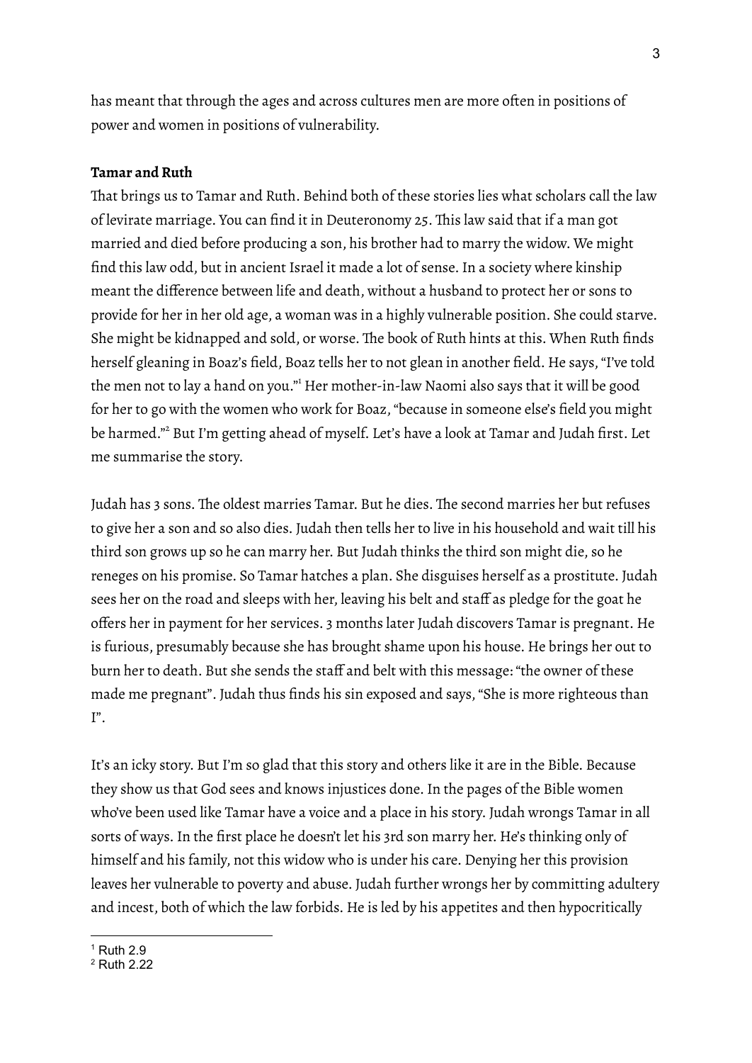has meant that through the ages and across cultures men are more often in positions of power and women in positions of vulnerability.

**Tamar and Ruth**

That brings us to Tamar and Ruth. Behind both of these stories lies what scholars call the law of levirate marriage. You can find it in Deuteronomy 25. This law said that if a man got married and died before producing a son, his brother had to marry the widow. We might find this law odd, but in ancient Israel it made a lot of sense. In a society where kinship meant the difference between life and death, without a husband to protect her or sons to provide for her in her old age, a woman was in a highly vulnerable position. She could starve. She might be kidnapped and sold, or worse. The book of Ruth hints at this. When Ruth finds herself gleaning in Boaz's field, Boaz tells her to not glean in another field. He says, "I've told the men not to lay a hand on you."[1] Her mother-in-law Naomi also says that it will be good for her to go with the women who work for Boaz, "because in someone else's field you might be harmed."[2] But I'm getting ahead of myself. Let's have a look at Tamar and Judah first. Let me summarise the story.

Judah has 3 sons. The oldest marries Tamar. But he dies. The second marries her but refuses to give her a son and so also dies. Judah then tells her to live in his household and wait till his third son grows up so he can marry her. But Judah thinks the third son might die, so he reneges on his promise. So Tamar hatches a plan. She disguises herself as a prostitute. Judah sees her on the road and sleeps with her, leaving his belt and staff as pledge for the goat he offers her in payment for her services. 3 months later Judah discovers Tamar is pregnant. He is furious, presumably because she has brought shame upon his house. He brings her out to burn her to death. But she sends the staff and belt with this message: "the owner of these made me pregnant". Judah thus finds his sin exposed and says, "She is more righteous than I".

It's an icky story. But I'm so glad that this story and others like it are in the Bible. Because they show us that God sees and knows injustices done. In the pages of the Bible women who've been used like Tamar have a voice and a place in his story. Judah wrongs Tamar in all sorts of ways. In the first place he doesn't let his 3rd son marry her. He's thinking only of himself and his family, not this widow who is under his care. Denying her this provision leaves her vulnerable to poverty and abuse. Judah further wrongs her by committing adultery and incest, both of which the law forbids. He is led by his appetites and then hypocritically

---

[1] Ruth 2.9

[2] Ruth 2.22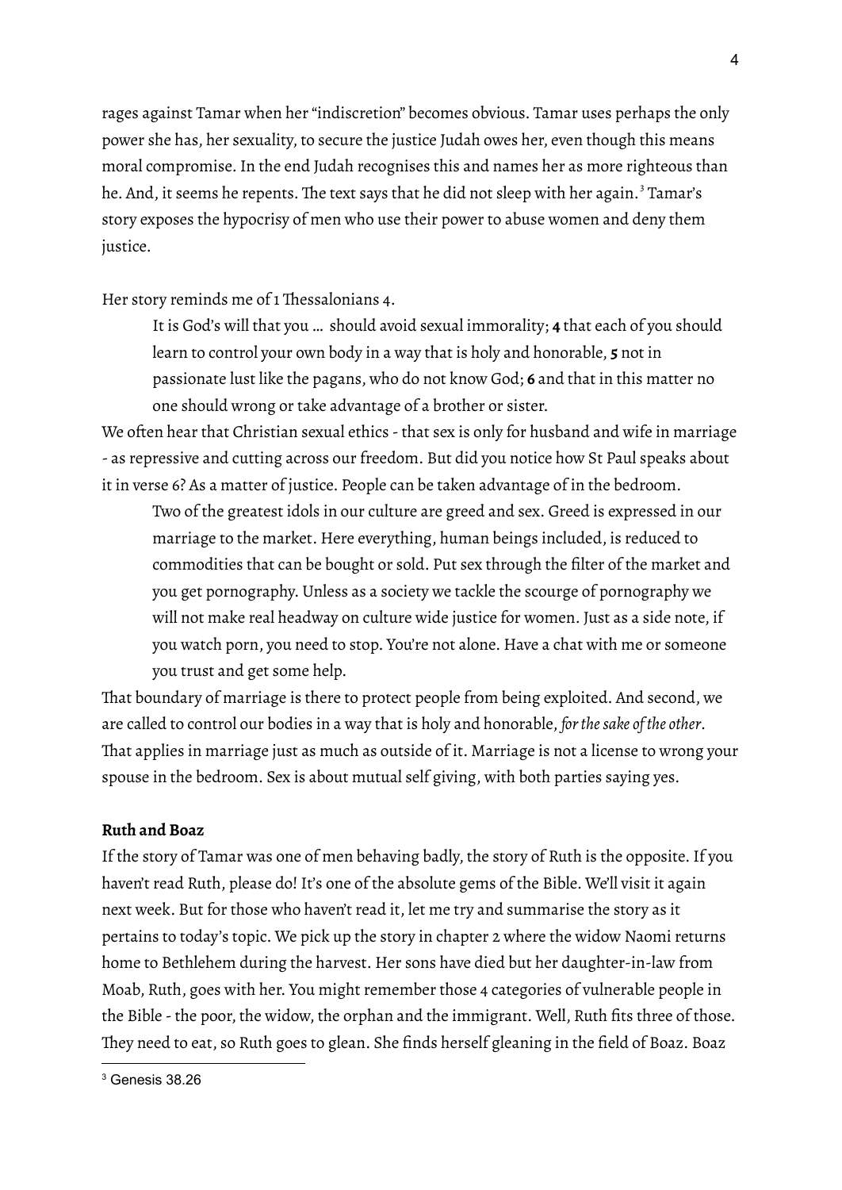rages against Tamar when her "indiscretion" becomes obvious. Tamar uses perhaps the only power she has, her sexuality, to secure the justice Judah owes her, even though this means moral compromise. In the end Judah recognises this and names her as more righteous than he. And, it seems he repents. The text says that he did not sleep with her again.[3] Tamar's story exposes the hypocrisy of men who use their power to abuse women and deny them justice.

Her story reminds me of 1 Thessalonians 4.

> It is God's will that you … should avoid sexual immorality; **4** that each of you should learn to control your own body in a way that is holy and honorable, **5** not in passionate lust like the pagans, who do not know God; **6** and that in this matter no one should wrong or take advantage of a brother or sister.

We often hear that Christian sexual ethics - that sex is only for husband and wife in marriage - as repressive and cutting across our freedom. But did you notice how St Paul speaks about it in verse 6? As a matter of justice. People can be taken advantage of in the bedroom.

> Two of the greatest idols in our culture are greed and sex. Greed is expressed in our marriage to the market. Here everything, human beings included, is reduced to commodities that can be bought or sold. Put sex through the filter of the market and you get pornography. Unless as a society we tackle the scourge of pornography we will not make real headway on culture wide justice for women. Just as a side note, if you watch porn, you need to stop. You're not alone. Have a chat with me or someone you trust and get some help.

That boundary of marriage is there to protect people from being exploited. And second, we are called to control our bodies in a way that is holy and honorable, *for the sake of the other*. That applies in marriage just as much as outside of it. Marriage is not a license to wrong your spouse in the bedroom. Sex is about mutual self giving, with both parties saying yes.

**Ruth and Boaz**

If the story of Tamar was one of men behaving badly, the story of Ruth is the opposite. If you haven't read Ruth, please do! It's one of the absolute gems of the Bible. We'll visit it again next week. But for those who haven't read it, let me try and summarise the story as it pertains to today's topic. We pick up the story in chapter 2 where the widow Naomi returns home to Bethlehem during the harvest. Her sons have died but her daughter-in-law from Moab, Ruth, goes with her. You might remember those 4 categories of vulnerable people in the Bible - the poor, the widow, the orphan and the immigrant. Well, Ruth fits three of those. They need to eat, so Ruth goes to glean. She finds herself gleaning in the field of Boaz. Boaz

[3] Genesis 38.26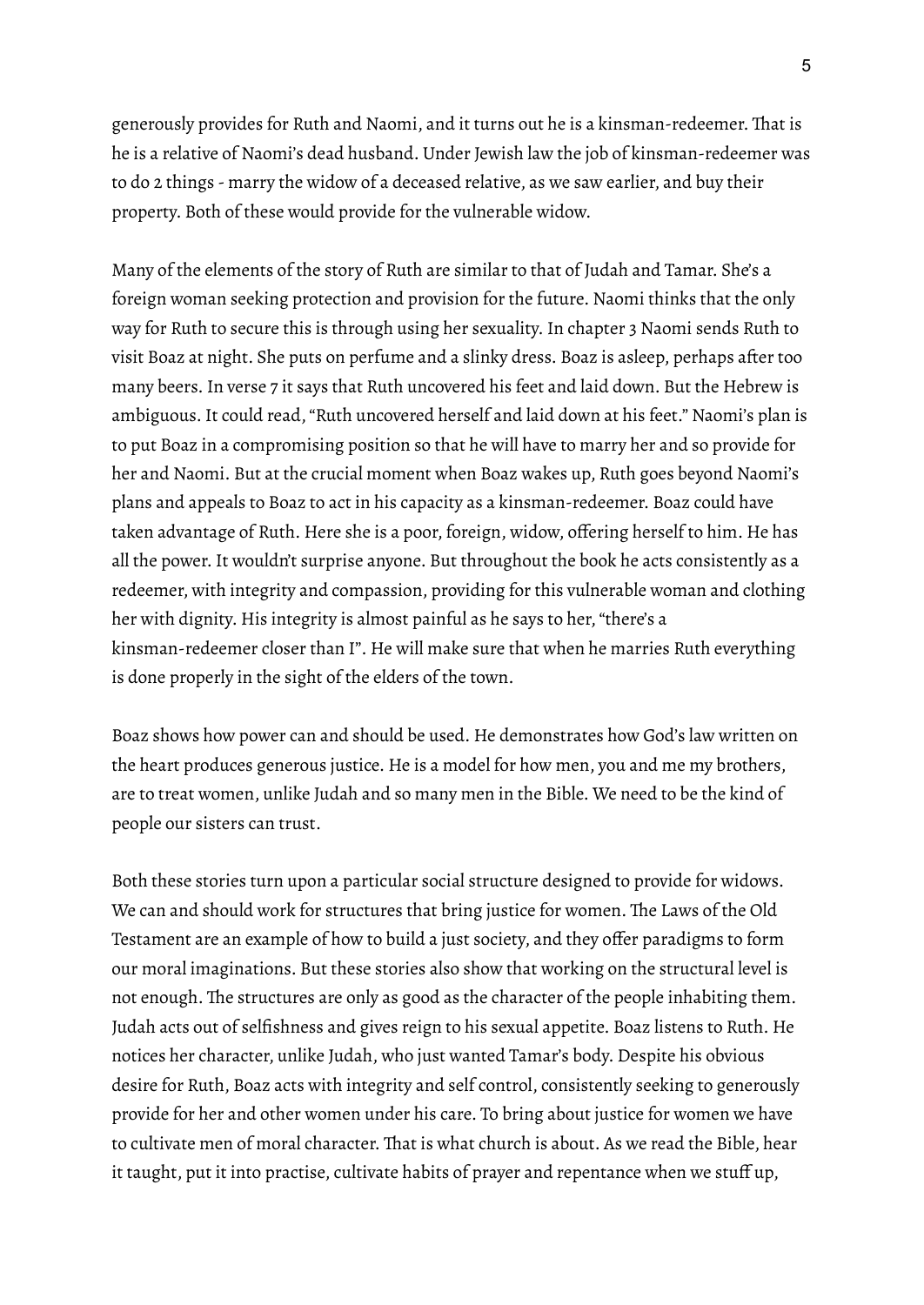generously provides for Ruth and Naomi, and it turns out he is a kinsman-redeemer. That is he is a relative of Naomi's dead husband. Under Jewish law the job of kinsman-redeemer was to do 2 things - marry the widow of a deceased relative, as we saw earlier, and buy their property. Both of these would provide for the vulnerable widow.

Many of the elements of the story of Ruth are similar to that of Judah and Tamar. She's a foreign woman seeking protection and provision for the future. Naomi thinks that the only way for Ruth to secure this is through using her sexuality. In chapter 3 Naomi sends Ruth to visit Boaz at night. She puts on perfume and a slinky dress. Boaz is asleep, perhaps after too many beers. In verse 7 it says that Ruth uncovered his feet and laid down. But the Hebrew is ambiguous. It could read, "Ruth uncovered herself and laid down at his feet." Naomi's plan is to put Boaz in a compromising position so that he will have to marry her and so provide for her and Naomi. But at the crucial moment when Boaz wakes up, Ruth goes beyond Naomi's plans and appeals to Boaz to act in his capacity as a kinsman-redeemer. Boaz could have taken advantage of Ruth. Here she is a poor, foreign, widow, offering herself to him. He has all the power. It wouldn't surprise anyone. But throughout the book he acts consistently as a redeemer, with integrity and compassion, providing for this vulnerable woman and clothing her with dignity. His integrity is almost painful as he says to her, "there's a kinsman-redeemer closer than I". He will make sure that when he marries Ruth everything is done properly in the sight of the elders of the town.

Boaz shows how power can and should be used. He demonstrates how God's law written on the heart produces generous justice. He is a model for how men, you and me my brothers, are to treat women, unlike Judah and so many men in the Bible. We need to be the kind of people our sisters can trust.

Both these stories turn upon a particular social structure designed to provide for widows. We can and should work for structures that bring justice for women. The Laws of the Old Testament are an example of how to build a just society, and they offer paradigms to form our moral imaginations. But these stories also show that working on the structural level is not enough. The structures are only as good as the character of the people inhabiting them. Judah acts out of selfishness and gives reign to his sexual appetite. Boaz listens to Ruth. He notices her character, unlike Judah, who just wanted Tamar's body. Despite his obvious desire for Ruth, Boaz acts with integrity and self control, consistently seeking to generously provide for her and other women under his care. To bring about justice for women we have to cultivate men of moral character. That is what church is about. As we read the Bible, hear it taught, put it into practise, cultivate habits of prayer and repentance when we stuff up,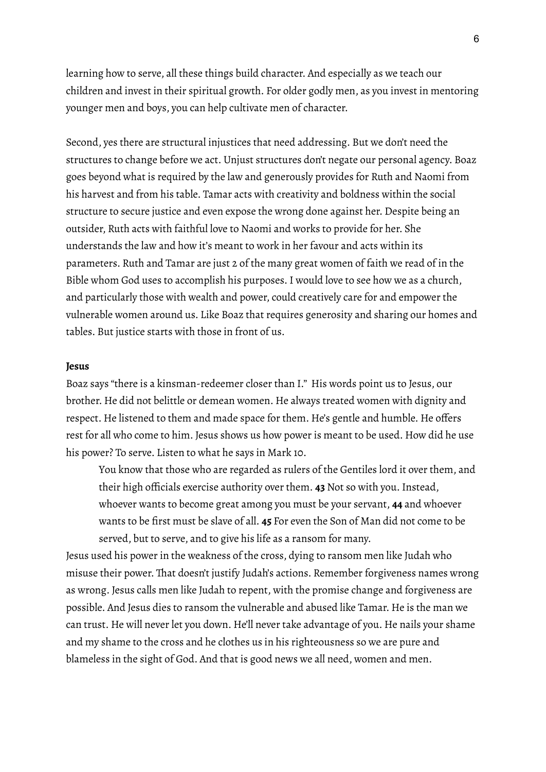learning how to serve, all these things build character. And especially as we teach our children and invest in their spiritual growth. For older godly men, as you invest in mentoring younger men and boys, you can help cultivate men of character.

Second, yes there are structural injustices that need addressing. But we don't need the structures to change before we act. Unjust structures don't negate our personal agency. Boaz goes beyond what is required by the law and generously provides for Ruth and Naomi from his harvest and from his table. Tamar acts with creativity and boldness within the social structure to secure justice and even expose the wrong done against her. Despite being an outsider, Ruth acts with faithful love to Naomi and works to provide for her. She understands the law and how it's meant to work in her favour and acts within its parameters. Ruth and Tamar are just 2 of the many great women of faith we read of in the Bible whom God uses to accomplish his purposes. I would love to see how we as a church, and particularly those with wealth and power, could creatively care for and empower the vulnerable women around us. Like Boaz that requires generosity and sharing our homes and tables. But justice starts with those in front of us.

**Jesus**

Boaz says "there is a kinsman-redeemer closer than I." His words point us to Jesus, our brother. He did not belittle or demean women. He always treated women with dignity and respect. He listened to them and made space for them. He's gentle and humble. He offers rest for all who come to him. Jesus shows us how power is meant to be used. How did he use his power? To serve. Listen to what he says in Mark 10.

> You know that those who are regarded as rulers of the Gentiles lord it over them, and their high officials exercise authority over them. **43** Not so with you. Instead, whoever wants to become great among you must be your servant, **44** and whoever wants to be first must be slave of all. **45** For even the Son of Man did not come to be served, but to serve, and to give his life as a ransom for many.

Jesus used his power in the weakness of the cross, dying to ransom men like Judah who misuse their power. That doesn't justify Judah's actions. Remember forgiveness names wrong as wrong. Jesus calls men like Judah to repent, with the promise change and forgiveness are possible. And Jesus dies to ransom the vulnerable and abused like Tamar. He is the man we can trust. He will never let you down. He'll never take advantage of you. He nails your shame and my shame to the cross and he clothes us in his righteousness so we are pure and blameless in the sight of God. And that is good news we all need, women and men.